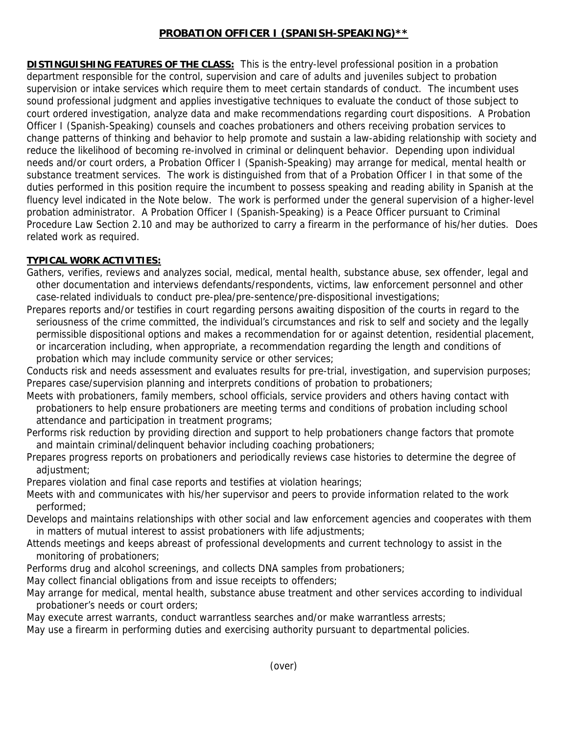## PROBATION OFFICER I (SPANISH-SPEAKING)**

**DISTINGUISHING FEATURES OF THE CLASS:** This is the entry-level professional position in a probation department responsible for the control, supervision and care of adults and juveniles subject to probation supervision or intake services which require them to meet certain standards of conduct. The incumbent uses sound professional judgment and applies investigative techniques to evaluate the conduct of those subject to court ordered investigation, analyze data and make recommendations regarding court dispositions. A Probation Officer I (Spanish-Speaking) counsels and coaches probationers and others receiving probation services to change patterns of thinking and behavior to help promote and sustain a law-abiding relationship with society and reduce the likelihood of becoming re-involved in criminal or delinquent behavior. Depending upon individual needs and/or court orders, a Probation Officer I (Spanish-Speaking) may arrange for medical, mental health or substance treatment services. The work is distinguished from that of a Probation Officer I in that some of the duties performed in this position require the incumbent to possess speaking and reading ability in Spanish at the fluency level indicated in the Note below. The work is performed under the general supervision of a higher-level probation administrator. A Probation Officer I (Spanish-Speaking) is a Peace Officer pursuant to Criminal Procedure Law Section 2.10 and may be authorized to carry a firearm in the performance of his/her duties. Does related work as required.

**TYPICAL WORK ACTIVITIES:**

Gathers, verifies, reviews and analyzes social, medical, mental health, substance abuse, sex offender, legal and other documentation and interviews defendants/respondents, victims, law enforcement personnel and other case-related individuals to conduct pre-plea/pre-sentence/pre-dispositional investigations;

Prepares reports and/or testifies in court regarding persons awaiting disposition of the courts in regard to the seriousness of the crime committed, the individual's circumstances and risk to self and society and the legally permissible dispositional options and makes a recommendation for or against detention, residential placement, or incarceration including, when appropriate, a recommendation regarding the length and conditions of probation which may include community service or other services;

Conducts risk and needs assessment and evaluates results for pre-trial, investigation, and supervision purposes;

Prepares case/supervision planning and interprets conditions of probation to probationers;

Meets with probationers, family members, school officials, service providers and others having contact with probationers to help ensure probationers are meeting terms and conditions of probation including school attendance and participation in treatment programs;

Performs risk reduction by providing direction and support to help probationers change factors that promote and maintain criminal/delinquent behavior including coaching probationers;

Prepares progress reports on probationers and periodically reviews case histories to determine the degree of adjustment;

Prepares violation and final case reports and testifies at violation hearings;

Meets with and communicates with his/her supervisor and peers to provide information related to the work performed;

Develops and maintains relationships with other social and law enforcement agencies and cooperates with them in matters of mutual interest to assist probationers with life adjustments;

Attends meetings and keeps abreast of professional developments and current technology to assist in the monitoring of probationers;

Performs drug and alcohol screenings, and collects DNA samples from probationers;

May collect financial obligations from and issue receipts to offenders;

May arrange for medical, mental health, substance abuse treatment and other services according to individual probationer's needs or court orders;

May execute arrest warrants, conduct warrantless searches and/or make warrantless arrests;

May use a firearm in performing duties and exercising authority pursuant to departmental policies.

(over)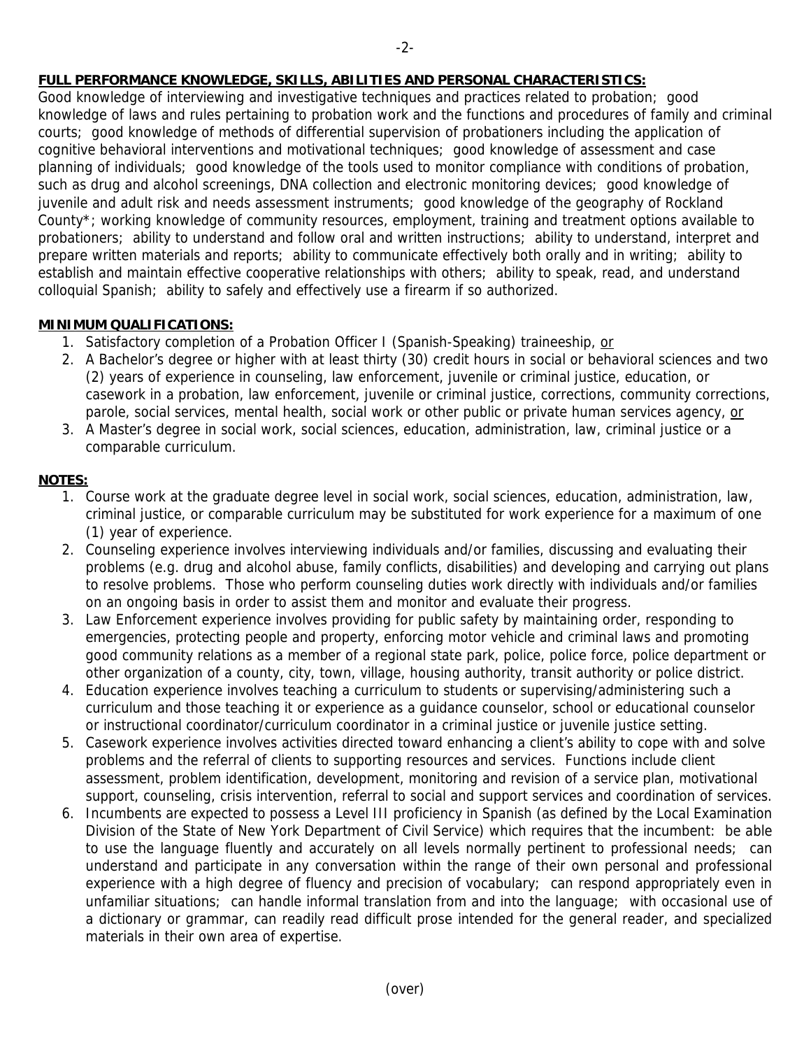**FULL PERFORMANCE KNOWLEDGE, SKILLS, ABILITIES AND PERSONAL CHARACTERISTICS:**
Good knowledge of interviewing and investigative techniques and practices related to probation; good knowledge of laws and rules pertaining to probation work and the functions and procedures of family and criminal courts; good knowledge of methods of differential supervision of probationers including the application of cognitive behavioral interventions and motivational techniques; good knowledge of assessment and case planning of individuals; good knowledge of the tools used to monitor compliance with conditions of probation, such as drug and alcohol screenings, DNA collection and electronic monitoring devices; good knowledge of juvenile and adult risk and needs assessment instruments; good knowledge of the geography of Rockland County*; working knowledge of community resources, employment, training and treatment options available to probationers; ability to understand and follow oral and written instructions; ability to understand, interpret and prepare written materials and reports; ability to communicate effectively both orally and in writing; ability to establish and maintain effective cooperative relationships with others; ability to speak, read, and understand colloquial Spanish; ability to safely and effectively use a firearm if so authorized.

**MINIMUM QUALIFICATIONS:**

1. Satisfactory completion of a Probation Officer I (Spanish-Speaking) traineeship, or
2. A Bachelor's degree or higher with at least thirty (30) credit hours in social or behavioral sciences and two (2) years of experience in counseling, law enforcement, juvenile or criminal justice, education, or casework in a probation, law enforcement, juvenile or criminal justice, corrections, community corrections, parole, social services, mental health, social work or other public or private human services agency, or
3. A Master's degree in social work, social sciences, education, administration, law, criminal justice or a comparable curriculum.

**NOTES:**

1. Course work at the graduate degree level in social work, social sciences, education, administration, law, criminal justice, or comparable curriculum may be substituted for work experience for a maximum of one (1) year of experience.
2. Counseling experience involves interviewing individuals and/or families, discussing and evaluating their problems (e.g. drug and alcohol abuse, family conflicts, disabilities) and developing and carrying out plans to resolve problems. Those who perform counseling duties work directly with individuals and/or families on an ongoing basis in order to assist them and monitor and evaluate their progress.
3. Law Enforcement experience involves providing for public safety by maintaining order, responding to emergencies, protecting people and property, enforcing motor vehicle and criminal laws and promoting good community relations as a member of a regional state park, police, police force, police department or other organization of a county, city, town, village, housing authority, transit authority or police district.
4. Education experience involves teaching a curriculum to students or supervising/administering such a curriculum and those teaching it or experience as a guidance counselor, school or educational counselor or instructional coordinator/curriculum coordinator in a criminal justice or juvenile justice setting.
5. Casework experience involves activities directed toward enhancing a client's ability to cope with and solve problems and the referral of clients to supporting resources and services. Functions include client assessment, problem identification, development, monitoring and revision of a service plan, motivational support, counseling, crisis intervention, referral to social and support services and coordination of services.
6. Incumbents are expected to possess a Level III proficiency in Spanish (as defined by the Local Examination Division of the State of New York Department of Civil Service) which requires that the incumbent: be able to use the language fluently and accurately on all levels normally pertinent to professional needs; can understand and participate in any conversation within the range of their own personal and professional experience with a high degree of fluency and precision of vocabulary; can respond appropriately even in unfamiliar situations; can handle informal translation from and into the language; with occasional use of a dictionary or grammar, can readily read difficult prose intended for the general reader, and specialized materials in their own area of expertise.

(over)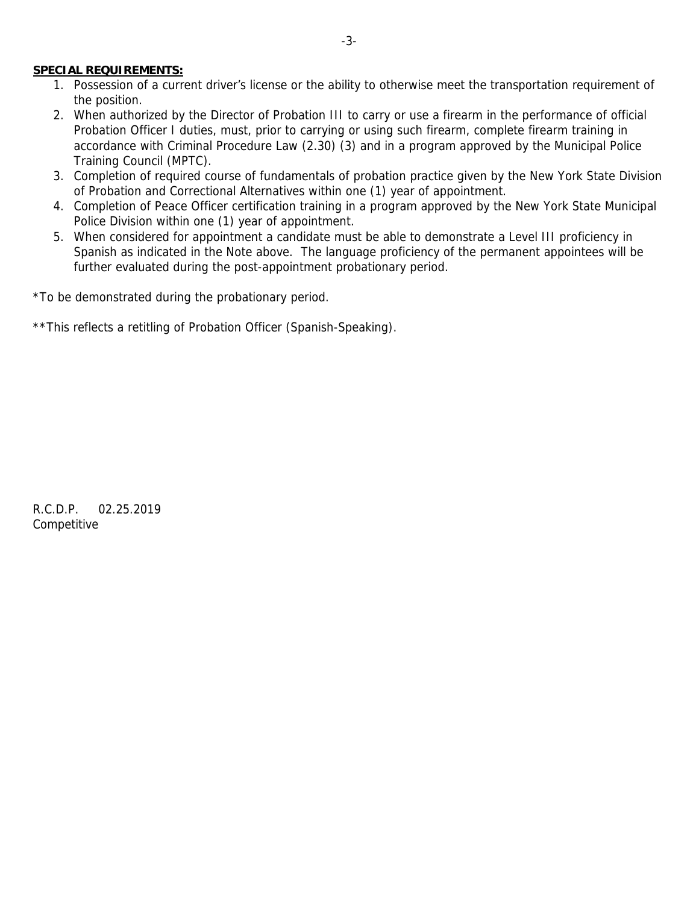**SPECIAL REQUIREMENTS:**

1. Possession of a current driver's license or the ability to otherwise meet the transportation requirement of the position.
2. When authorized by the Director of Probation III to carry or use a firearm in the performance of official Probation Officer I duties, must, prior to carrying or using such firearm, complete firearm training in accordance with Criminal Procedure Law (2.30) (3) and in a program approved by the Municipal Police Training Council (MPTC).
3. Completion of required course of fundamentals of probation practice given by the New York State Division of Probation and Correctional Alternatives within one (1) year of appointment.
4. Completion of Peace Officer certification training in a program approved by the New York State Municipal Police Division within one (1) year of appointment.
5. When considered for appointment a candidate must be able to demonstrate a Level III proficiency in Spanish as indicated in the Note above. The language proficiency of the permanent appointees will be further evaluated during the post-appointment probationary period.

*To be demonstrated during the probationary period.

**This reflects a retitling of Probation Officer (Spanish-Speaking).

R.C.D.P. 02.25.2019
Competitive